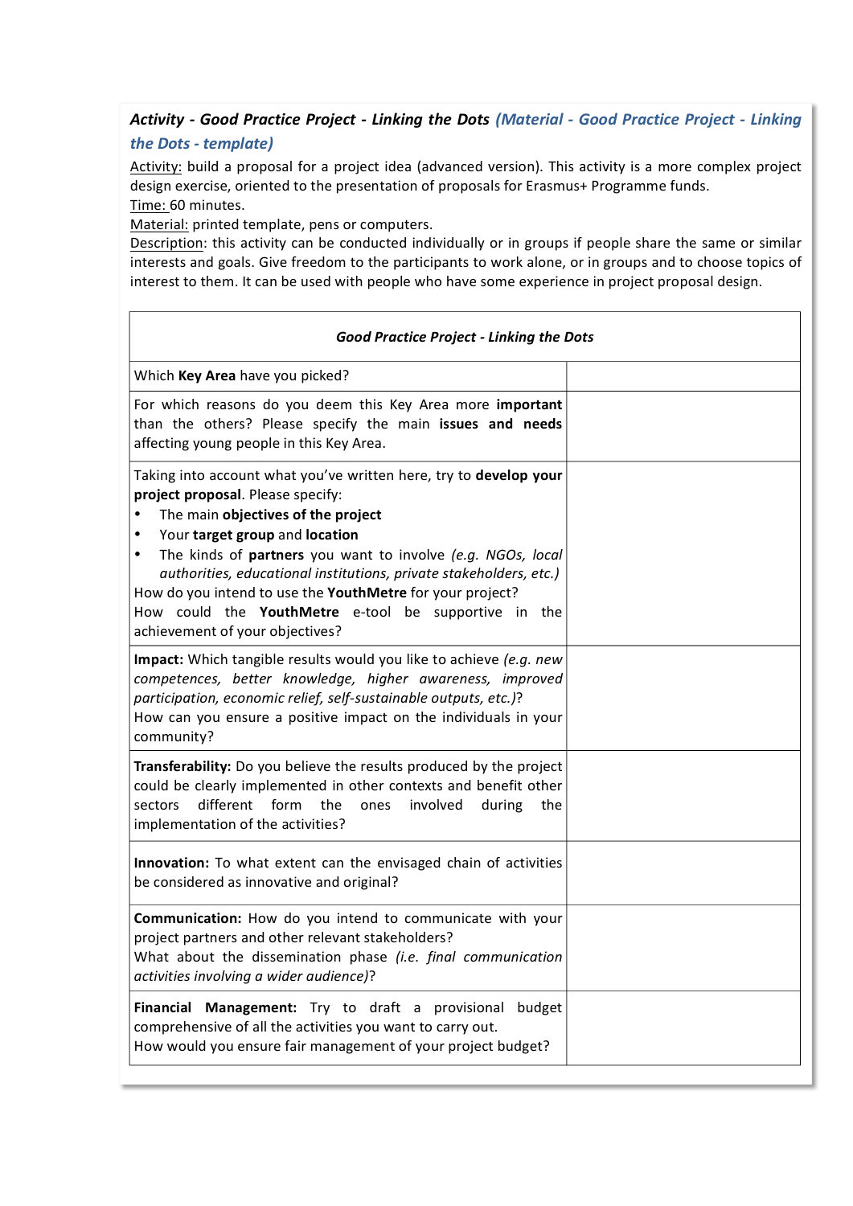### ***Activity - Good Practice Project - Linking the Dots*** *(Material - Good Practice Project - Linking the Dots - template)*

Activity: build a proposal for a project idea (advanced version). This activity is a more complex project design exercise, oriented to the presentation of proposals for Erasmus+ Programme funds.
Time: 60 minutes.
Material: printed template, pens or computers.
Description: this activity can be conducted individually or in groups if people share the same or similar interests and goals. Give freedom to the participants to work alone, or in groups and to choose topics of interest to them. It can be used with people who have some experience in project proposal design.

| ***Good Practice Project - Linking the Dots*** | |
|---|---|
| Which **Key Area** have you picked? | |
| For which reasons do you deem this Key Area more **important** than the others? Please specify the main **issues and needs** affecting young people in this Key Area. | |
| Taking into account what you've written here, try to **develop your project proposal**. Please specify:<br>• The main **objectives of the project**<br>• Your **target group** and **location**<br>• The kinds of **partners** you want to involve *(e.g. NGOs, local authorities, educational institutions, private stakeholders, etc.)*<br>How do you intend to use the **YouthMetre** for your project?<br>How could the **YouthMetre** e-tool be supportive in the achievement of your objectives? | |
| **Impact:** Which tangible results would you like to achieve *(e.g. new competences, better knowledge, higher awareness, improved participation, economic relief, self-sustainable outputs, etc.)*?<br>How can you ensure a positive impact on the individuals in your community? | |
| **Transferability:** Do you believe the results produced by the project could be clearly implemented in other contexts and benefit other sectors different form the ones involved during the implementation of the activities? | |
| **Innovation:** To what extent can the envisaged chain of activities be considered as innovative and original? | |
| **Communication:** How do you intend to communicate with your project partners and other relevant stakeholders?<br>What about the dissemination phase *(i.e. final communication activities involving a wider audience)*? | |
| **Financial Management:** Try to draft a provisional budget comprehensive of all the activities you want to carry out.<br>How would you ensure fair management of your project budget? | |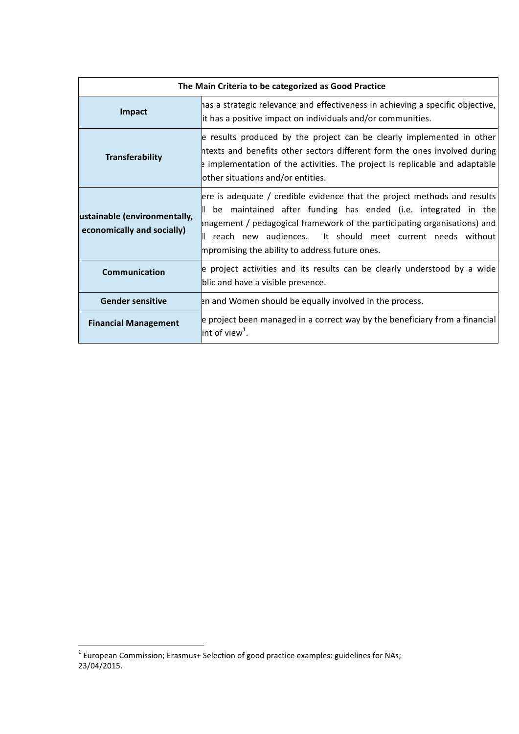| The Main Criteria to be categorized as Good Practice | |
|---|---|
| **Impact** | has a strategic relevance and effectiveness in achieving a specific objective, it has a positive impact on individuals and/or communities. |
| **Transferability** | e results produced by the project can be clearly implemented in other ntexts and benefits other sectors different form the ones involved during e implementation of the activities. The project is replicable and adaptable other situations and/or entities. |
| **ustainable (environmentally, economically and socially)** | ere is adequate / credible evidence that the project methods and results l be maintained after funding has ended (i.e. integrated in the nagement / pedagogical framework of the participating organisations) and l reach new audiences. It should meet current needs without mpromising the ability to address future ones. |
| **Communication** | e project activities and its results can be clearly understood by a wide blic and have a visible presence. |
| **Gender sensitive** | en and Women should be equally involved in the process. |
| **Financial Management** | e project been managed in a correct way by the beneficiary from a financial int of view[1]. |

[1] European Commission; Erasmus+ Selection of good practice examples: guidelines for NAs; 23/04/2015.